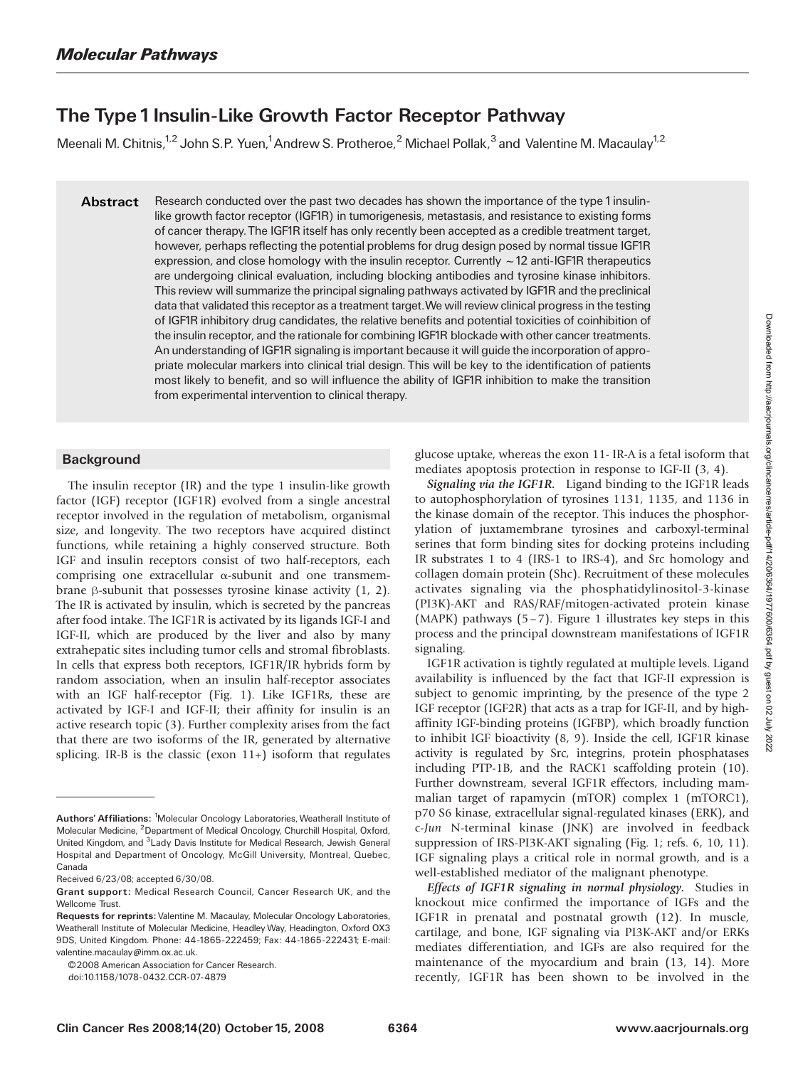## Molecular Pathways

# The Type 1 Insulin-Like Growth Factor Receptor Pathway

Meenali M. Chitnis,[1,2] John S.P. Yuen,[1] Andrew S. Protheroe,[2] Michael Pollak,[3] and Valentine M. Macaulay[1,2]

**Abstract** Research conducted over the past two decades has shown the importance of the type 1 insulin-like growth factor receptor (IGF1R) in tumorigenesis, metastasis, and resistance to existing forms of cancer therapy. The IGF1R itself has only recently been accepted as a credible treatment target, however, perhaps reflecting the potential problems for drug design posed by normal tissue IGF1R expression, and close homology with the insulin receptor. Currently ~12 anti-IGF1R therapeutics are undergoing clinical evaluation, including blocking antibodies and tyrosine kinase inhibitors. This review will summarize the principal signaling pathways activated by IGF1R and the preclinical data that validated this receptor as a treatment target. We will review clinical progress in the testing of IGF1R inhibitory drug candidates, the relative benefits and potential toxicities of coinhibition of the insulin receptor, and the rationale for combining IGF1R blockade with other cancer treatments. An understanding of IGF1R signaling is important because it will guide the incorporation of appropriate molecular markers into clinical trial design. This will be key to the identification of patients most likely to benefit, and so will influence the ability of IGF1R inhibition to make the transition from experimental intervention to clinical therapy.

## Background

The insulin receptor (IR) and the type 1 insulin-like growth factor (IGF) receptor (IGF1R) evolved from a single ancestral receptor involved in the regulation of metabolism, organismal size, and longevity. The two receptors have acquired distinct functions, while retaining a highly conserved structure. Both IGF and insulin receptors consist of two half-receptors, each comprising one extracellular α-subunit and one transmembrane β-subunit that possesses tyrosine kinase activity (1, 2). The IR is activated by insulin, which is secreted by the pancreas after food intake. The IGF1R is activated by its ligands IGF-I and IGF-II, which are produced by the liver and also by many extrahepatic sites including tumor cells and stromal fibroblasts. In cells that express both receptors, IGF1R/IR hybrids form by random association, when an insulin half-receptor associates with an IGF half-receptor (Fig. 1). Like IGF1Rs, these are activated by IGF-I and IGF-II; their affinity for insulin is an active research topic (3). Further complexity arises from the fact that there are two isoforms of the IR, generated by alternative splicing. IR-B is the classic (exon 11+) isoform that regulates glucose uptake, whereas the exon 11- IR-A is a fetal isoform that mediates apoptosis protection in response to IGF-II (3, 4).

***Signaling via the IGF1R.*** Ligand binding to the IGF1R leads to autophosphorylation of tyrosines 1131, 1135, and 1136 in the kinase domain of the receptor. This induces the phosphorylation of juxtamembrane tyrosines and carboxyl-terminal serines that form binding sites for docking proteins including IR substrates 1 to 4 (IRS-1 to IRS-4), and Src homology and collagen domain protein (Shc). Recruitment of these molecules activates signaling via the phosphatidylinositol-3-kinase (PI3K)-AKT and RAS/RAF/mitogen-activated protein kinase (MAPK) pathways (5–7). Figure 1 illustrates key steps in this process and the principal downstream manifestations of IGF1R signaling.

IGF1R activation is tightly regulated at multiple levels. Ligand availability is influenced by the fact that IGF-II expression is subject to genomic imprinting, by the presence of the type 2 IGF receptor (IGF2R) that acts as a trap for IGF-II, and by high-affinity IGF-binding proteins (IGFBP), which broadly function to inhibit IGF bioactivity (8, 9). Inside the cell, IGF1R kinase activity is regulated by Src, integrins, protein phosphatases including PTP-1B, and the RACK1 scaffolding protein (10). Further downstream, several IGF1R effectors, including mammalian target of rapamycin (mTOR) complex 1 (mTORC1), p70 S6 kinase, extracellular signal-regulated kinases (ERK), and c-*Jun* N-terminal kinase (JNK) are involved in feedback suppression of IRS-PI3K-AKT signaling (Fig. 1; refs. 6, 10, 11). IGF signaling plays a critical role in normal growth, and is a well-established mediator of the malignant phenotype.

***Effects of IGF1R signaling in normal physiology.*** Studies in knockout mice confirmed the importance of IGFs and the IGF1R in prenatal and postnatal growth (12). In muscle, cartilage, and bone, IGF signaling via PI3K-AKT and/or ERKs mediates differentiation, and IGFs are also required for the maintenance of the myocardium and brain (13, 14). More recently, IGF1R has been shown to be involved in the

---

**Authors' Affiliations:** [1]Molecular Oncology Laboratories, Weatherall Institute of Molecular Medicine, [2]Department of Medical Oncology, Churchill Hospital, Oxford, United Kingdom, and [3]Lady Davis Institute for Medical Research, Jewish General Hospital and Department of Oncology, McGill University, Montreal, Quebec, Canada

Received 6/23/08; accepted 6/30/08.

**Grant support:** Medical Research Council, Cancer Research UK, and the Wellcome Trust.

**Requests for reprints:** Valentine M. Macaulay, Molecular Oncology Laboratories, Weatherall Institute of Molecular Medicine, Headley Way, Headington, Oxford OX3 9DS, United Kingdom. Phone: 44-1865-222459; Fax: 44-1865-222431; E-mail: valentine.macaulay@imm.ox.ac.uk.

©2008 American Association for Cancer Research.

doi:10.1158/1078-0432.CCR-07-4879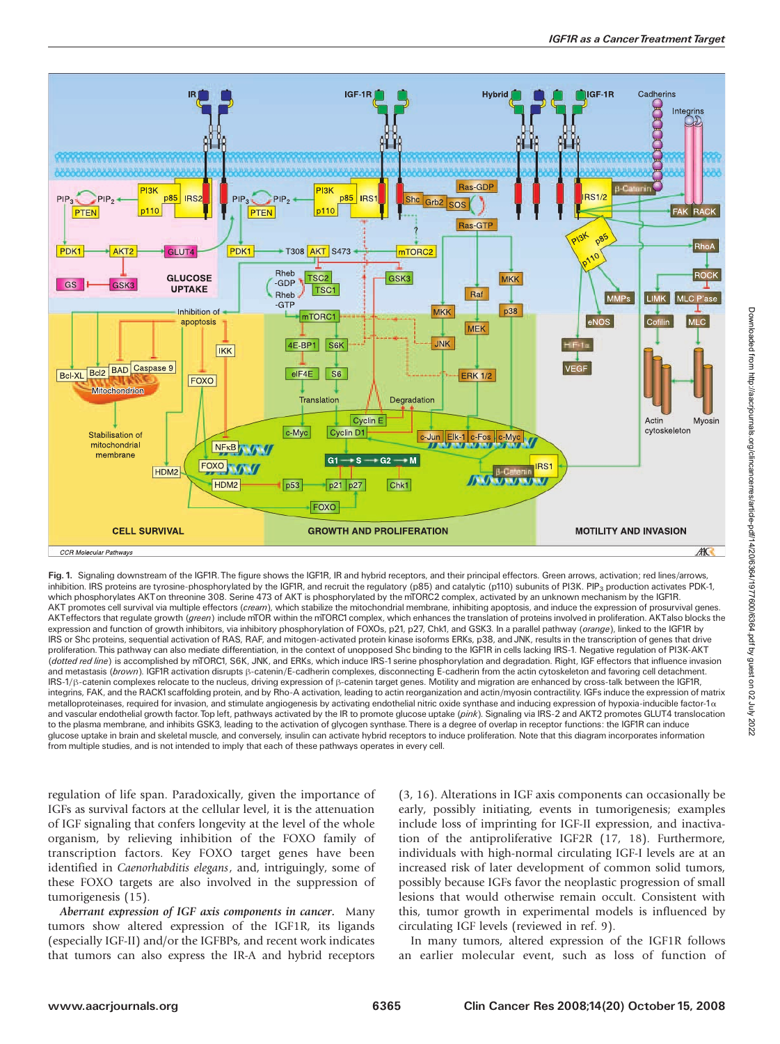IR

IGF-1R

Hybrid

IGF-1R

Cadherins

Integrins

PIP3

PIP2

PTEN

PI3K

p85

p110

IRS2

PIP3

PIP2

PTEN

PI3K

p85

p110

IRS1

Shc

Grb2

SOS

Ras-GDP

Ras-GTP

IRS1/2

β-Catenin

FAK

RACK

PI3K

p85

p110

PDK1

AKT2

GLUT4

PDK1

T308

AKT

S473

mTORC2

?

RhoA

GS

GSK3

GLUCOSE UPTAKE

Rheb -GDP

Rheb -GTP

TSC2

TSC1

GSK3

Raf

MKK

ROCK

MMPs

LIMK

MLC P'ase

Inhibition of apoptosis

mTORC1

MKK

p38

eNOS

Cofilin

MLC

4E-BP1

S6K

JNK

MEK

HIF-1α

IKK

VEGF

Bcl-XL

Bcl2

BAD

Caspase 9

Mitochondrion

FOXO

eIF4E

S6

ERK 1/2

Translation

Degradation

Stabilisation of mitochondrial membrane

c-Myc

Cyclin D1

Cyclin E

c-Jun

Elk-1

c-Fos

c-Myc

Actin cytoskeleton

Myosin

NFκB

G1 → S → G2 → M

FOXO

β-Catenin

IRS1

HDM2

HDM2

p53

p21

p27

Chk1

FOXO

CELL SURVIVAL

GROWTH AND PROLIFERATION

MOTILITY AND INVASION

CCR Molecular Pathways

**Fig. 1.** Signaling downstream of the IGF1R. The figure shows the IGF1R, IR and hybrid receptors, and their principal effectors. Green arrows, activation; red lines/arrows, inhibition. IRS proteins are tyrosine-phosphorylated by the IGF1R, and recruit the regulatory (p85) and catalytic (p110) subunits of PI3K. $PIP_3$ production activates PDK-1, which phosphorylates AKT on threonine 308. Serine 473 of AKT is phosphorylated by the mTORC2 complex, activated by an unknown mechanism by the IGF1R. AKT promotes cell survival via multiple effectors (*cream*), which stabilize the mitochondrial membrane, inhibiting apoptosis, and induce the expression of prosurvival genes. AKT effectors that regulate growth (*green*) include mTOR within the mTORC1 complex, which enhances the translation of proteins involved in proliferation. AKT also blocks the expression and function of growth inhibitors, via inhibitory phosphorylation of FOXOs, p21, p27, Chk1, and GSK3. In a parallel pathway (*orange*), linked to the IGF1R by IRS or Shc proteins, sequential activation of RAS, RAF, and mitogen-activated protein kinase isoforms ERKs, p38, and JNK, results in the transcription of genes that drive proliferation. This pathway can also mediate differentiation, in the context of unopposed Shc binding to the IGF1R in cells lacking IRS-1. Negative regulation of PI3K-AKT (*dotted red line*) is accomplished by mTORC1, S6K, JNK, and ERKs, which induce IRS-1 serine phosphorylation and degradation. Right, IGF effectors that influence invasion and metastasis (*brown*). IGF1R activation disrupts β-catenin/E-cadherin complexes, disconnecting E-cadherin from the actin cytoskeleton and favoring cell detachment. IRS-1/β-catenin complexes relocate to the nucleus, driving expression of β-catenin target genes. Motility and migration are enhanced by cross-talk between the IGF1R, integrins, FAK, and the RACK1 scaffolding protein, and by Rho-A activation, leading to actin reorganization and actin/myosin contractility. IGFs induce the expression of matrix metalloproteinases, required for invasion, and stimulate angiogenesis by activating endothelial nitric oxide synthase and inducing expression of hypoxia-inducible factor-1α and vascular endothelial growth factor. Top left, pathways activated by the IR to promote glucose uptake (*pink*). Signaling via IRS-2 and AKT2 promotes GLUT4 translocation to the plasma membrane, and inhibits GSK3, leading to the activation of glycogen synthase. There is a degree of overlap in receptor functions: the IGF1R can induce glucose uptake in brain and skeletal muscle, and conversely, insulin can activate hybrid receptors to induce proliferation. Note that this diagram incorporates information from multiple studies, and is not intended to imply that each of these pathways operates in every cell.

regulation of life span. Paradoxically, given the importance of IGFs as survival factors at the cellular level, it is the attenuation of IGF signaling that confers longevity at the level of the whole organism, by relieving inhibition of the FOXO family of transcription factors. Key FOXO target genes have been identified in *Caenorhabditis elegans*, and, intriguingly, some of these FOXO targets are also involved in the suppression of tumorigenesis (15).

***Aberrant expression of IGF axis components in cancer.*** Many tumors show altered expression of the IGF1R, its ligands (especially IGF-II) and/or the IGFBPs, and recent work indicates that tumors can also express the IR-A and hybrid receptors (3, 16). Alterations in IGF axis components can occasionally be early, possibly initiating, events in tumorigenesis; examples include loss of imprinting for IGF-II expression, and inactivation of the antiproliferative IGF2R (17, 18). Furthermore, individuals with high-normal circulating IGF-I levels are at an increased risk of later development of common solid tumors, possibly because IGFs favor the neoplastic progression of small lesions that would otherwise remain occult. Consistent with this, tumor growth in experimental models is influenced by circulating IGF levels (reviewed in ref. 9).

In many tumors, altered expression of the IGF1R follows an earlier molecular event, such as loss of function of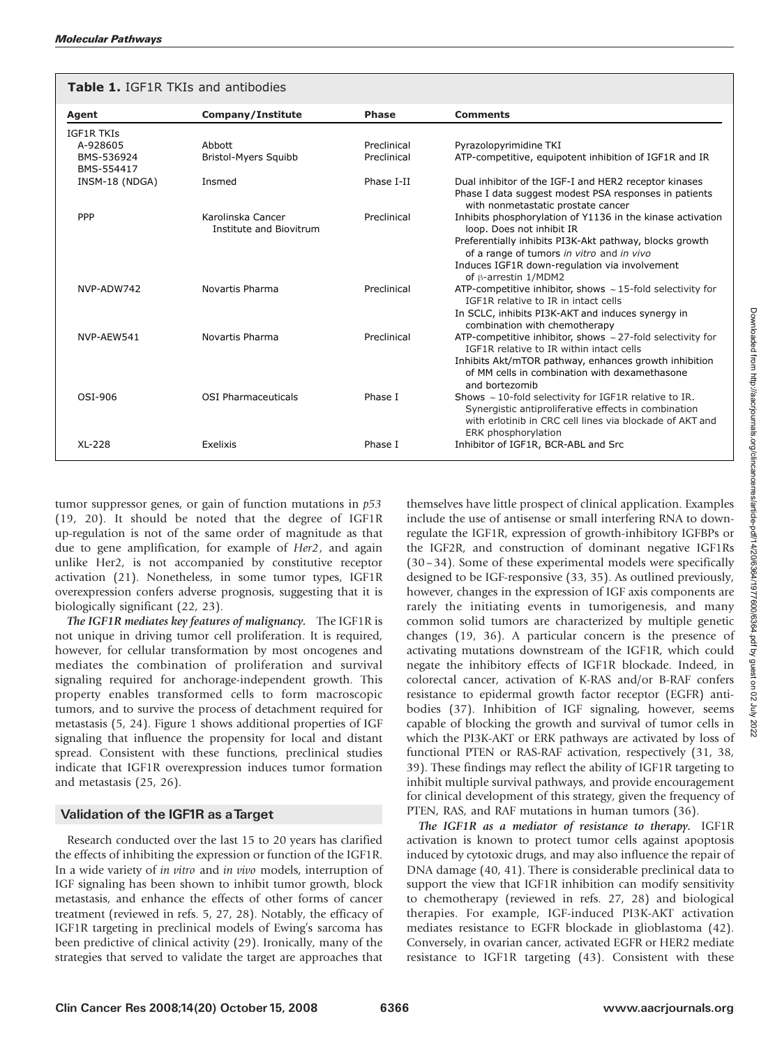**Table 1.** IGF1R TKIs and antibodies

| Agent | Company/Institute | Phase | Comments |
|---|---|---|---|
| IGF1R TKIs | | | |
| A-928605 | Abbott | Preclinical | Pyrazolopyrimidine TKI |
| BMS-536924 BMS-554417 | Bristol-Myers Squibb | Preclinical | ATP-competitive, equipotent inhibition of IGF1R and IR |
| INSM-18 (NDGA) | Insmed | Phase I-II | Dual inhibitor of the IGF-I and HER2 receptor kinases<br>Phase I data suggest modest PSA responses in patients with nonmetastatic prostate cancer |
| PPP | Karolinska Cancer Institute and Biovitrum | Preclinical | Inhibits phosphorylation of Y1136 in the kinase activation loop. Does not inhibit IR<br>Preferentially inhibits PI3K-Akt pathway, blocks growth of a range of tumors *in vitro* and *in vivo*<br>Induces IGF1R down-regulation via involvement of β-arrestin 1/MDM2 |
| NVP-ADW742 | Novartis Pharma | Preclinical | ATP-competitive inhibitor, shows ~15-fold selectivity for IGF1R relative to IR in intact cells<br>In SCLC, inhibits PI3K-AKT and induces synergy in combination with chemotherapy |
| NVP-AEW541 | Novartis Pharma | Preclinical | ATP-competitive inhibitor, shows ~27-fold selectivity for IGF1R relative to IR within intact cells<br>Inhibits Akt/mTOR pathway, enhances growth inhibition of MM cells in combination with dexamethasone and bortezomib |
| OSI-906 | OSI Pharmaceuticals | Phase I | Shows ~10-fold selectivity for IGF1R relative to IR. Synergistic antiproliferative effects in combination with erlotinib in CRC cell lines via blockade of AKT and ERK phosphorylation |
| XL-228 | Exelixis | Phase I | Inhibitor of IGF1R, BCR-ABL and Src |

tumor suppressor genes, or gain of function mutations in *p53* (19, 20). It should be noted that the degree of IGF1R up-regulation is not of the same order of magnitude as that due to gene amplification, for example of *Her2*, and again unlike Her2, is not accompanied by constitutive receptor activation (21). Nonetheless, in some tumor types, IGF1R overexpression confers adverse prognosis, suggesting that it is biologically significant (22, 23).

***The IGF1R mediates key features of malignancy.*** The IGF1R is not unique in driving tumor cell proliferation. It is required, however, for cellular transformation by most oncogenes and mediates the combination of proliferation and survival signaling required for anchorage-independent growth. This property enables transformed cells to form macroscopic tumors, and to survive the process of detachment required for metastasis (5, 24). Figure 1 shows additional properties of IGF signaling that influence the propensity for local and distant spread. Consistent with these functions, preclinical studies indicate that IGF1R overexpression induces tumor formation and metastasis (25, 26).

## Validation of the IGF1R as a Target

Research conducted over the last 15 to 20 years has clarified the effects of inhibiting the expression or function of the IGF1R. In a wide variety of *in vitro* and *in vivo* models, interruption of IGF signaling has been shown to inhibit tumor growth, block metastasis, and enhance the effects of other forms of cancer treatment (reviewed in refs. 5, 27, 28). Notably, the efficacy of IGF1R targeting in preclinical models of Ewing's sarcoma has been predictive of clinical activity (29). Ironically, many of the strategies that served to validate the target are approaches that themselves have little prospect of clinical application. Examples include the use of antisense or small interfering RNA to down-regulate the IGF1R, expression of growth-inhibitory IGFBPs or the IGF2R, and construction of dominant negative IGF1Rs (30–34). Some of these experimental models were specifically designed to be IGF-responsive (33, 35). As outlined previously, however, changes in the expression of IGF axis components are rarely the initiating events in tumorigenesis, and many common solid tumors are characterized by multiple genetic changes (19, 36). A particular concern is the presence of activating mutations downstream of the IGF1R, which could negate the inhibitory effects of IGF1R blockade. Indeed, in colorectal cancer, activation of K-RAS and/or B-RAF confers resistance to epidermal growth factor receptor (EGFR) antibodies (37). Inhibition of IGF signaling, however, seems capable of blocking the growth and survival of tumor cells in which the PI3K-AKT or ERK pathways are activated by loss of functional PTEN or RAS-RAF activation, respectively (31, 38, 39). These findings may reflect the ability of IGF1R targeting to inhibit multiple survival pathways, and provide encouragement for clinical development of this strategy, given the frequency of PTEN, RAS, and RAF mutations in human tumors (36).

***The IGF1R as a mediator of resistance to therapy.*** IGF1R activation is known to protect tumor cells against apoptosis induced by cytotoxic drugs, and may also influence the repair of DNA damage (40, 41). There is considerable preclinical data to support the view that IGF1R inhibition can modify sensitivity to chemotherapy (reviewed in refs. 27, 28) and biological therapies. For example, IGF-induced PI3K-AKT activation mediates resistance to EGFR blockade in glioblastoma (42). Conversely, in ovarian cancer, activated EGFR or HER2 mediate resistance to IGF1R targeting (43). Consistent with these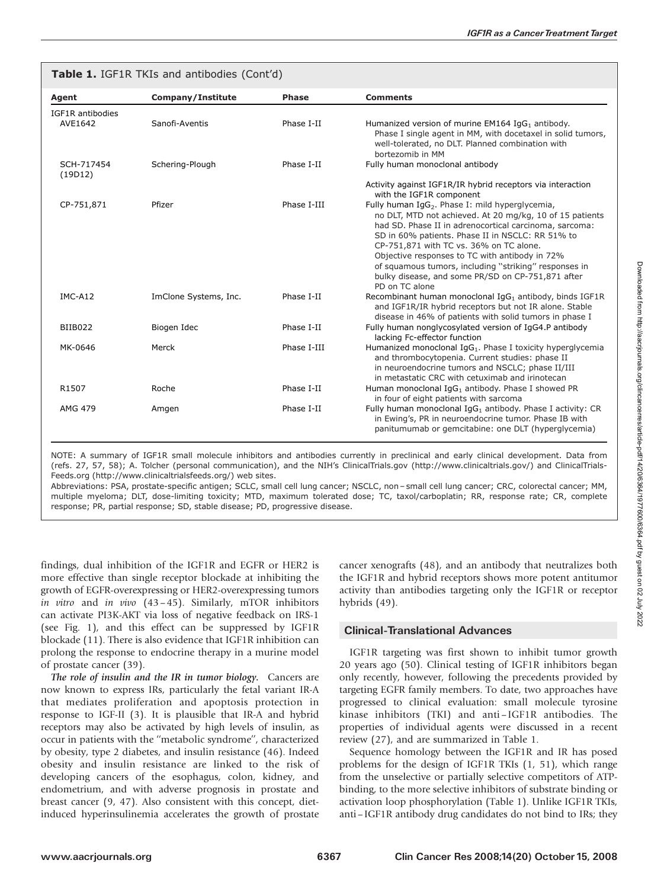**Table 1.** IGF1R TKIs and antibodies (Cont'd)

| Agent | Company/Institute | Phase | Comments |
|---|---|---|---|
| IGF1R antibodies | | | |
| AVE1642 | Sanofi-Aventis | Phase I-II | Humanized version of murine EM164 $IgG_1$ antibody. Phase I single agent in MM, with docetaxel in solid tumors, well-tolerated, no DLT. Planned combination with bortezomib in MM |
| SCH-717454 (19D12) | Schering-Plough | Phase I-II | Fully human monoclonal antibody |
| | | | Activity against IGF1R/IR hybrid receptors via interaction with the IGF1R component |
| CP-751,871 | Pfizer | Phase I-III | Fully human $IgG_2$. Phase I: mild hyperglycemia, no DLT, MTD not achieved. At 20 mg/kg, 10 of 15 patients had SD. Phase II in adrenocortical carcinoma, sarcoma: SD in 60% patients. Phase II in NSCLC: RR 51% to CP-751,871 with TC vs. 36% on TC alone. Objective responses to TC with antibody in 72% of squamous tumors, including "striking" responses in bulky disease, and some PR/SD on CP-751,871 after PD on TC alone |
| IMC-A12 | ImClone Systems, Inc. | Phase I-II | Recombinant human monoclonal $IgG_1$ antibody, binds IGF1R and IGF1R/IR hybrid receptors but not IR alone. Stable disease in 46% of patients with solid tumors in phase I |
| BIIB022 | Biogen Idec | Phase I-II | Fully human nonglycosylated version of IgG4.P antibody lacking Fc-effector function |
| MK-0646 | Merck | Phase I-III | Humanized monoclonal $IgG_1$. Phase I toxicity hyperglycemia and thrombocytopenia. Current studies: phase II in neuroendocrine tumors and NSCLC; phase II/III in metastatic CRC with cetuximab and irinotecan |
| R1507 | Roche | Phase I-II | Human monoclonal $IgG_1$ antibody. Phase I showed PR in four of eight patients with sarcoma |
| AMG 479 | Amgen | Phase I-II | Fully human monoclonal $IgG_1$ antibody. Phase I activity: CR in Ewing's, PR in neuroendocrine tumor. Phase IB with panitumumab or gemcitabine: one DLT (hyperglycemia) |

NOTE: A summary of IGF1R small molecule inhibitors and antibodies currently in preclinical and early clinical development. Data from (refs. 27, 57, 58); A. Tolcher (personal communication), and the NIH's ClinicalTrials.gov (http://www.clinicaltrials.gov/) and ClinicalTrials-Feeds.org (http://www.clinicaltrialsfeeds.org/) web sites.

Abbreviations: PSA, prostate-specific antigen; SCLC, small cell lung cancer; NSCLC, non–small cell lung cancer; CRC, colorectal cancer; MM, multiple myeloma; DLT, dose-limiting toxicity; MTD, maximum tolerated dose; TC, taxol/carboplatin; RR, response rate; CR, complete response; PR, partial response; SD, stable disease; PD, progressive disease.

findings, dual inhibition of the IGF1R and EGFR or HER2 is more effective than single receptor blockade at inhibiting the growth of EGFR-overexpressing or HER2-overexpressing tumors *in vitro* and *in vivo* (43–45). Similarly, mTOR inhibitors can activate PI3K-AKT via loss of negative feedback on IRS-1 (see Fig. 1), and this effect can be suppressed by IGF1R blockade (11). There is also evidence that IGF1R inhibition can prolong the response to endocrine therapy in a murine model of prostate cancer (39).

***The role of insulin and the IR in tumor biology.*** Cancers are now known to express IRs, particularly the fetal variant IR-A that mediates proliferation and apoptosis protection in response to IGF-II (3). It is plausible that IR-A and hybrid receptors may also be activated by high levels of insulin, as occur in patients with the "metabolic syndrome", characterized by obesity, type 2 diabetes, and insulin resistance (46). Indeed obesity and insulin resistance are linked to the risk of developing cancers of the esophagus, colon, kidney, and endometrium, and with adverse prognosis in prostate and breast cancer (9, 47). Also consistent with this concept, diet-induced hyperinsulinemia accelerates the growth of prostate cancer xenografts (48), and an antibody that neutralizes both the IGF1R and hybrid receptors shows more potent antitumor activity than antibodies targeting only the IGF1R or receptor hybrids (49).

## Clinical-Translational Advances

IGF1R targeting was first shown to inhibit tumor growth 20 years ago (50). Clinical testing of IGF1R inhibitors began only recently, however, following the precedents provided by targeting EGFR family members. To date, two approaches have progressed to clinical evaluation: small molecule tyrosine kinase inhibitors (TKI) and anti–IGF1R antibodies. The properties of individual agents were discussed in a recent review (27), and are summarized in Table 1.

Sequence homology between the IGF1R and IR has posed problems for the design of IGF1R TKIs (1, 51), which range from the unselective or partially selective competitors of ATP-binding, to the more selective inhibitors of substrate binding or activation loop phosphorylation (Table 1). Unlike IGF1R TKIs, anti–IGF1R antibody drug candidates do not bind to IRs; they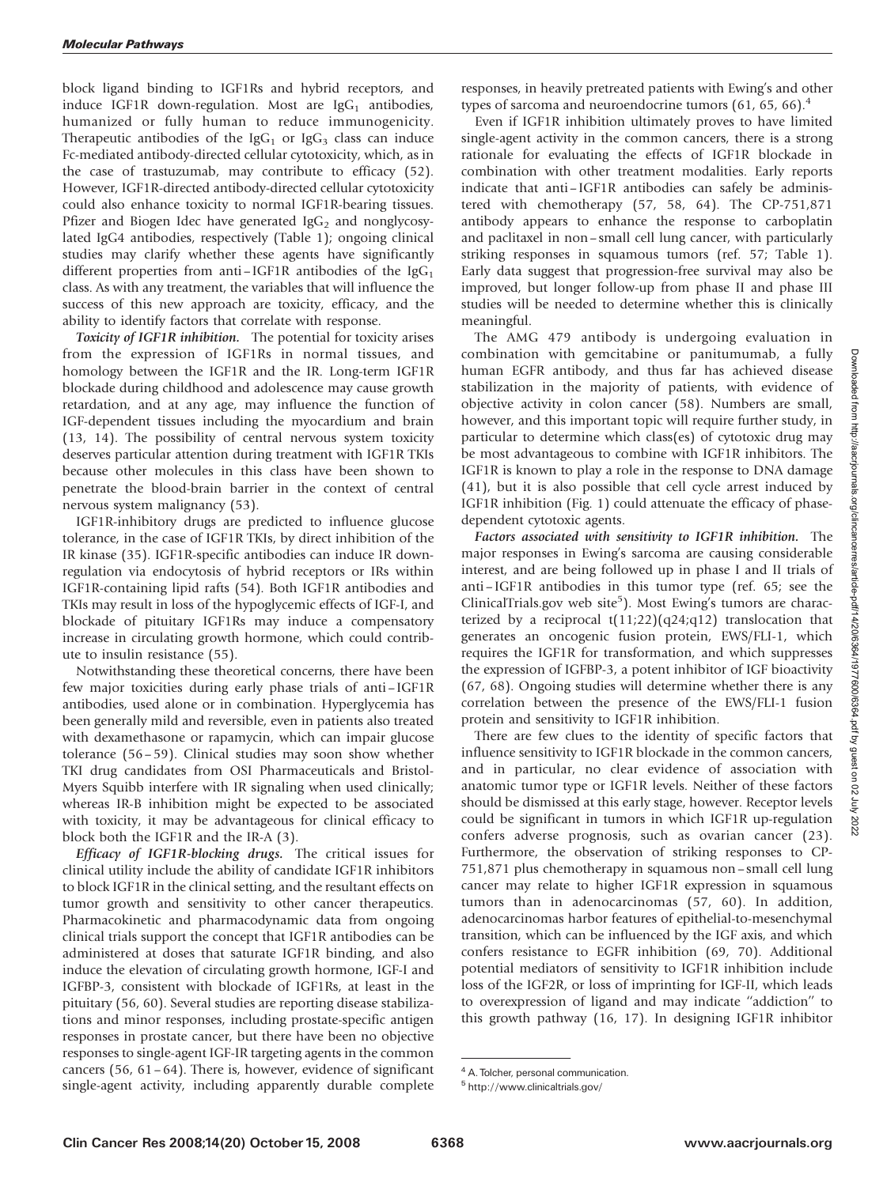block ligand binding to IGF1Rs and hybrid receptors, and induce IGF1R down-regulation. Most are $IgG_1$ antibodies, humanized or fully human to reduce immunogenicity. Therapeutic antibodies of the $IgG_1$ or $IgG_3$ class can induce Fc-mediated antibody-directed cellular cytotoxicity, which, as in the case of trastuzumab, may contribute to efficacy (52). However, IGF1R-directed antibody-directed cellular cytotoxicity could also enhance toxicity to normal IGF1R-bearing tissues. Pfizer and Biogen Idec have generated $IgG_2$ and nonglycosylated IgG4 antibodies, respectively (Table 1); ongoing clinical studies may clarify whether these agents have significantly different properties from anti–IGF1R antibodies of the $IgG_1$ class. As with any treatment, the variables that will influence the success of this new approach are toxicity, efficacy, and the ability to identify factors that correlate with response.

***Toxicity of IGF1R inhibition.*** The potential for toxicity arises from the expression of IGF1Rs in normal tissues, and homology between the IGF1R and the IR. Long-term IGF1R blockade during childhood and adolescence may cause growth retardation, and at any age, may influence the function of IGF-dependent tissues including the myocardium and brain (13, 14). The possibility of central nervous system toxicity deserves particular attention during treatment with IGF1R TKIs because other molecules in this class have been shown to penetrate the blood-brain barrier in the context of central nervous system malignancy (53).

IGF1R-inhibitory drugs are predicted to influence glucose tolerance, in the case of IGF1R TKIs, by direct inhibition of the IR kinase (35). IGF1R-specific antibodies can induce IR down-regulation via endocytosis of hybrid receptors or IRs within IGF1R-containing lipid rafts (54). Both IGF1R antibodies and TKIs may result in loss of the hypoglycemic effects of IGF-I, and blockade of pituitary IGF1Rs may induce a compensatory increase in circulating growth hormone, which could contribute to insulin resistance (55).

Notwithstanding these theoretical concerns, there have been few major toxicities during early phase trials of anti–IGF1R antibodies, used alone or in combination. Hyperglycemia has been generally mild and reversible, even in patients also treated with dexamethasone or rapamycin, which can impair glucose tolerance (56–59). Clinical studies may soon show whether TKI drug candidates from OSI Pharmaceuticals and Bristol-Myers Squibb interfere with IR signaling when used clinically; whereas IR-B inhibition might be expected to be associated with toxicity, it may be advantageous for clinical efficacy to block both the IGF1R and the IR-A (3).

***Efficacy of IGF1R-blocking drugs.*** The critical issues for clinical utility include the ability of candidate IGF1R inhibitors to block IGF1R in the clinical setting, and the resultant effects on tumor growth and sensitivity to other cancer therapeutics. Pharmacokinetic and pharmacodynamic data from ongoing clinical trials support the concept that IGF1R antibodies can be administered at doses that saturate IGF1R binding, and also induce the elevation of circulating growth hormone, IGF-I and IGFBP-3, consistent with blockade of IGF1Rs, at least in the pituitary (56, 60). Several studies are reporting disease stabilizations and minor responses, including prostate-specific antigen responses in prostate cancer, but there have been no objective responses to single-agent IGF-IR targeting agents in the common cancers (56, 61–64). There is, however, evidence of significant single-agent activity, including apparently durable complete responses, in heavily pretreated patients with Ewing's and other types of sarcoma and neuroendocrine tumors (61, 65, 66).[4]

Even if IGF1R inhibition ultimately proves to have limited single-agent activity in the common cancers, there is a strong rationale for evaluating the effects of IGF1R blockade in combination with other treatment modalities. Early reports indicate that anti–IGF1R antibodies can safely be administered with chemotherapy (57, 58, 64). The CP-751,871 antibody appears to enhance the response to carboplatin and paclitaxel in non–small cell lung cancer, with particularly striking responses in squamous tumors (ref. 57; Table 1). Early data suggest that progression-free survival may also be improved, but longer follow-up from phase II and phase III studies will be needed to determine whether this is clinically meaningful.

The AMG 479 antibody is undergoing evaluation in combination with gemcitabine or panitumumab, a fully human EGFR antibody, and thus far has achieved disease stabilization in the majority of patients, with evidence of objective activity in colon cancer (58). Numbers are small, however, and this important topic will require further study, in particular to determine which class(es) of cytotoxic drug may be most advantageous to combine with IGF1R inhibitors. The IGF1R is known to play a role in the response to DNA damage (41), but it is also possible that cell cycle arrest induced by IGF1R inhibition (Fig. 1) could attenuate the efficacy of phase-dependent cytotoxic agents.

***Factors associated with sensitivity to IGF1R inhibition.*** The major responses in Ewing's sarcoma are causing considerable interest, and are being followed up in phase I and II trials of anti–IGF1R antibodies in this tumor type (ref. 65; see the ClinicalTrials.gov web site[5]). Most Ewing's tumors are characterized by a reciprocal t(11;22)(q24;q12) translocation that generates an oncogenic fusion protein, EWS/FLI-1, which requires the IGF1R for transformation, and which suppresses the expression of IGFBP-3, a potent inhibitor of IGF bioactivity (67, 68). Ongoing studies will determine whether there is any correlation between the presence of the EWS/FLI-1 fusion protein and sensitivity to IGF1R inhibition.

There are few clues to the identity of specific factors that influence sensitivity to IGF1R blockade in the common cancers, and in particular, no clear evidence of association with anatomic tumor type or IGF1R levels. Neither of these factors should be dismissed at this early stage, however. Receptor levels could be significant in tumors in which IGF1R up-regulation confers adverse prognosis, such as ovarian cancer (23). Furthermore, the observation of striking responses to CP-751,871 plus chemotherapy in squamous non–small cell lung cancer may relate to higher IGF1R expression in squamous tumors than in adenocarcinomas (57, 60). In addition, adenocarcinomas harbor features of epithelial-to-mesenchymal transition, which can be influenced by the IGF axis, and which confers resistance to EGFR inhibition (69, 70). Additional potential mediators of sensitivity to IGF1R inhibition include loss of the IGF2R, or loss of imprinting for IGF-II, which leads to overexpression of ligand and may indicate "addiction" to this growth pathway (16, 17). In designing IGF1R inhibitor

[4] A. Tolcher, personal communication.

[5] http://www.clinicaltrials.gov/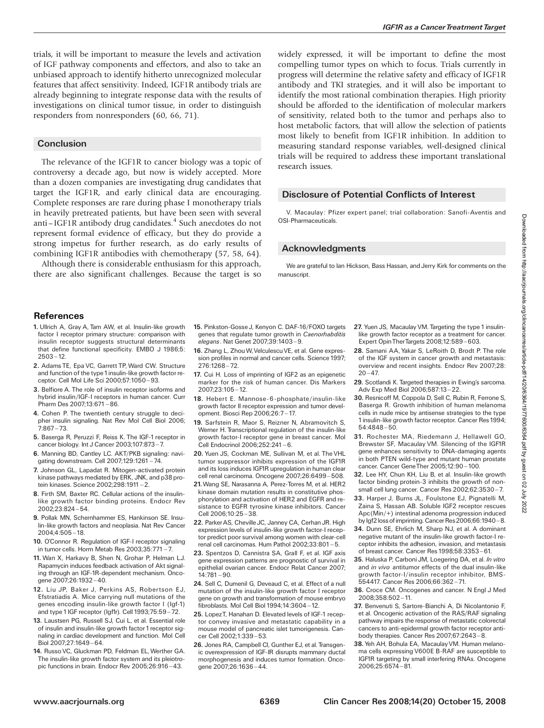trials, it will be important to measure the levels and activation of IGF pathway components and effectors, and also to take an unbiased approach to identify hitherto unrecognized molecular features that affect sensitivity. Indeed, IGF1R antibody trials are already beginning to integrate response data with the results of investigations on clinical tumor tissue, in order to distinguish responders from nonresponders (60, 66, 71).

## Conclusion

The relevance of the IGF1R to cancer biology was a topic of controversy a decade ago, but now is widely accepted. More than a dozen companies are investigating drug candidates that target the IGF1R, and early clinical data are encouraging. Complete responses are rare during phase I monotherapy trials in heavily pretreated patients, but have been seen with several anti–IGF1R antibody drug candidates.[4] Such anecdotes do not represent formal evidence of efficacy, but they do provide a strong impetus for further research, as do early results of combining IGF1R antibodies with chemotherapy (57, 58, 64).

Although there is considerable enthusiasm for this approach, there are also significant challenges. Because the target is so widely expressed, it will be important to define the most compelling tumor types on which to focus. Trials currently in progress will determine the relative safety and efficacy of IGF1R antibody and TKI strategies, and it will also be important to identify the most rational combination therapies. High priority should be afforded to the identification of molecular markers of sensitivity, related both to the tumor and perhaps also to host metabolic factors, that will allow the selection of patients most likely to benefit from IGF1R inhibition. In addition to measuring standard response variables, well-designed clinical trials will be required to address these important translational research issues.

## Disclosure of Potential Conflicts of Interest

V. Macaulay: Pfizer expert panel; trial collaboration: Sanofi-Aventis and OSI-Pharmaceuticals.

## Acknowledgments

We are grateful to Ian Hickson, Bass Hassan, and Jerry Kirk for comments on the manuscript.

## References

1. Ullrich A, Gray A, Tam AW, et al. Insulin-like growth factor I receptor primary structure: comparison with insulin receptor suggests structural determinants that define functional specificity. EMBO J 1986;5:2503–12.
2. Adams TE, Epa VC, Garrett TP, Ward CW. Structure and function of the type 1 insulin-like growth factor receptor. Cell Mol Life Sci 2000;57:1050–93.
3. Belfiore A. The role of insulin receptor isoforms and hybrid insulin/IGF-I receptors in human cancer. Curr Pharm Des 2007;13:671–86.
4. Cohen P. The twentieth century struggle to decipher insulin signaling. Nat Rev Mol Cell Biol 2006;7:867–73.
5. Baserga R, Peruzzi F, Reiss K. The IGF-1 receptor in cancer biology. Int J Cancer 2003;107:873–7.
6. Manning BD, Cantley LC. AKT/PKB signaling: navigating downstream. Cell 2007;129:1261–74.
7. Johnson GL, Lapadat R. Mitogen-activated protein kinase pathways mediated by ERK, JNK, and p38 protein kinases. Science 2002;298:1911–2.
8. Firth SM, Baxter RC. Cellular actions of the insulin-like growth factor binding proteins. Endocr Rev 2002;23:824–54.
9. Pollak MN, Schernhammer ES, Hankinson SE. Insulin-like growth factors and neoplasia. Nat Rev Cancer 2004;4:505–18.
10. O'Connor R. Regulation of IGF-I receptor signaling in tumor cells. Horm Metab Res 2003;35:771–7.
11. Wan X, Harkavy B, Shen N, Grohar P, Helman LJ. Rapamycin induces feedback activation of Akt signaling through an IGF-1R-dependent mechanism. Oncogene 2007;26:1932–40.
12. Liu JP, Baker J, Perkins AS, Robertson EJ, Efstratiadis A. Mice carrying null mutations of the genes encoding insulin-like growth factor I (Igf-1) and type 1 IGF receptor (Igf1r). Cell 1993;75:59–72.
13. Laustsen PG, Russell SJ, Cui L, et al. Essential role of insulin and insulin-like growth factor 1 receptor signaling in cardiac development and function. Mol Cell Biol 2007;27:1649–64.
14. Russo VC, Gluckman PD, Feldman EL, Werther GA. The insulin-like growth factor system and its pleiotropic functions in brain. Endocr Rev 2005;26:916–43.
15. Pinkston-Gosse J, Kenyon C. DAF-16/FOXO targets genes that regulate tumor growth in *Caenorhabditis elegans*. Nat Genet 2007;39:1403–9.
16. Zhang L, Zhou W, Velculescu VE, et al. Gene expression profiles in normal and cancer cells. Science 1997;276:1268–72.
17. Cui H. Loss of imprinting of IGF2 as an epigenetic marker for the risk of human cancer. Dis Markers 2007;23:105–12.
18. Hebert E. Mannose-6-phosphate/insulin-like growth factor II receptor expression and tumor development. Biosci Rep 2006;26:7–17.
19. Sarfstein R, Maor S, Reizner N, Abramovitch S, Werner H. Transcriptional regulation of the insulin-like growth factor-I receptor gene in breast cancer. Mol Cell Endocrinol 2006;252:241–6.
20. Yuen JS, Cockman ME, Sullivan M, et al. The VHL tumor suppressor inhibits expression of the IGF1R and its loss induces IGF1R upregulation in human clear cell renal carcinoma. Oncogene 2007;26:6499–508.
21. Wang SE, Narasanna A, Perez-Torres M, et al. HER2 kinase domain mutation results in constitutive phosphorylation and activation of HER2 and EGFR and resistance to EGFR tyrosine kinase inhibitors. Cancer Cell 2006;10:25–38.
22. Parker AS, Cheville JC, Janney CA, Cerhan JR. High expression levels of insulin-like growth factor-I receptor predict poor survival among women with clear-cell renal cell carcinomas. Hum Pathol 2002;33:801–5.
23. Spentzos D, Cannistra SA, Grall F, et al. IGF axis gene expression patterns are prognostic of survival in epithelial ovarian cancer. Endocr Relat Cancer 2007;14:781–90.
24. Sell C, Dumenil G, Deveaud C, et al. Effect of a null mutation of the insulin-like growth factor I receptor gene on growth and transformation of mouse embryo fibroblasts. Mol Cell Biol 1994;14:3604–12.
25. Lopez T, Hanahan D. Elevated levels of IGF-1 receptor convey invasive and metastatic capability in a mouse model of pancreatic islet tumorigenesis. Cancer Cell 2002;1:339–53.
26. Jones RA, Campbell CI, Gunther EJ, et al. Transgenic overexpression of IGF-IR disrupts mammary ductal morphogenesis and induces tumor formation. Oncogene 2007;26:1636–44.
27. Yuen JS, Macaulay VM. Targeting the type 1 insulin-like growth factor receptor as a treatment for cancer. Expert Opin Ther Targets 2008;12:589–603.
28. Samani AA, Yakar S, LeRoith D, Brodt P. The role of the IGF system in cancer growth and metastasis: overview and recent insights. Endocr Rev 2007;28:20–47.
29. Scotlandi K. Targeted therapies in Ewing's sarcoma. Adv Exp Med Biol 2006;587:13–22.
30. Resnicoff M, Coppola D, Sell C, Rubin R, Ferrone S, Baserga R. Growth inhibition of human melanoma cells in nude mice by antisense strategies to the type 1 insulin-like growth factor receptor. Cancer Res 1994;54:4848–50.
31. Rochester MA, Riedemann J, Hellawell GO, Brewster SF, Macaulay VM. Silencing of the IGF1R gene enhances sensitivity to DNA-damaging agents in both PTEN wild-type and mutant human prostate cancer. Cancer Gene Ther 2005;12:90–100.
32. Lee HY, Chun KH, Liu B, et al. Insulin-like growth factor binding protein-3 inhibits the growth of non-small cell lung cancer. Cancer Res 2002;62:3530–7.
33. Harper J, Burns JL, Foulstone EJ, Pignatelli M, Zaina S, Hassan AB. Soluble IGF2 receptor rescues Apc(Min/+) intestinal adenoma progression induced by Igf2 loss of imprinting. Cancer Res 2006;66:1940–8.
34. Dunn SE, Ehrlich M, Sharp NJ, et al. A dominant negative mutant of the insulin-like growth factor-I receptor inhibits the adhesion, invasion, and metastasis of breast cancer. Cancer Res 1998;58:3353–61.
35. Haluska P, Carboni JM, Loegering DA, et al. *In vitro* and *in vivo* antitumor effects of the dual insulin-like growth factor-I/insulin receptor inhibitor, BMS-554417. Cancer Res 2006;66:362–71.
36. Croce CM. Oncogenes and cancer. N Engl J Med 2008;358:502–11.
37. Benvenuti S, Sartore-Bianchi A, Di Nicolantonio F, et al. Oncogenic activation of the RAS/RAF signaling pathway impairs the response of metastatic colorectal cancers to anti-epidermal growth factor receptor antibody therapies. Cancer Res 2007;67:2643–8.
38. Yeh AH, Bohula EA, Macaulay VM. Human melanoma cells expressing V600E B-RAF are susceptible to IGF1R targeting by small interfering RNAs. Oncogene 2006;25:6574–81.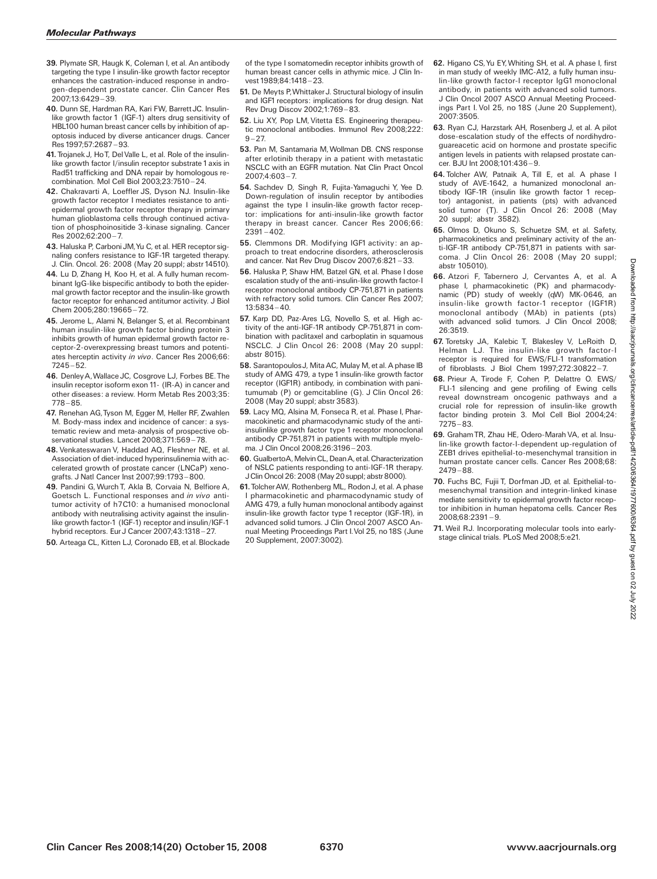39. Plymate SR, Haugk K, Coleman I, et al. An antibody targeting the type I insulin-like growth factor receptor enhances the castration-induced response in androgen-dependent prostate cancer. Clin Cancer Res 2007;13:6429–39.

40. Dunn SE, Hardman RA, Kari FW, Barrett JC. Insulin-like growth factor 1 (IGF-1) alters drug sensitivity of HBL100 human breast cancer cells by inhibition of apoptosis induced by diverse anticancer drugs. Cancer Res 1997;57:2687–93.

41. Trojanek J, Ho T, Del Valle L, et al. Role of the insulin-like growth factor I/insulin receptor substrate 1 axis in Rad51 trafficking and DNA repair by homologous recombination. Mol Cell Biol 2003;23:7510–24.

42. Chakravarti A, Loeffler JS, Dyson NJ. Insulin-like growth factor receptor I mediates resistance to anti-epidermal growth factor receptor therapy in primary human glioblastoma cells through continued activation of phosphoinositide 3-kinase signaling. Cancer Res 2002;62:200–7.

43. Haluska P, Carboni JM, Yu C, et al. HER receptor signaling confers resistance to IGF-1R targeted therapy. J. Clin. Oncol. 26: 2008 (May 20 suppl; abstr 14510).

44. Lu D, Zhang H, Koo H, et al. A fully human recombinant IgG-like bispecific antibody to both the epidermal growth factor receptor and the insulin-like growth factor receptor for enhanced antitumor activity. J Biol Chem 2005;280:19665–72.

45. Jerome L, Alami N, Belanger S, et al. Recombinant human insulin-like growth factor binding protein 3 inhibits growth of human epidermal growth factor receptor-2-overexpressing breast tumors and potentiates herceptin activity *in vivo*. Cancer Res 2006;66: 7245–52.

46. Denley A, Wallace JC, Cosgrove LJ, Forbes BE. The insulin receptor isoform exon 11- (IR-A) in cancer and other diseases: a review. Horm Metab Res 2003;35: 778–85.

47. Renehan AG, Tyson M, Egger M, Heller RF, Zwahlen M. Body-mass index and incidence of cancer: a systematic review and meta-analysis of prospective observational studies. Lancet 2008;371:569–78.

48. Venkateswaran V, Haddad AQ, Fleshner NE, et al. Association of diet-induced hyperinsulinemia with accelerated growth of prostate cancer (LNCaP) xenografts. J Natl Cancer Inst 2007;99:1793–800.

49. Pandini G, Wurch T, Akla B, Corvaia N, Belfiore A, Goetsch L. Functional responses and *in vivo* antitumor activity of h7C10: a humanised monoclonal antibody with neutralising activity against the insulin-like growth factor-1 (IGF-1) receptor and insulin/IGF-1 hybrid receptors. Eur J Cancer 2007;43:1318–27.

50. Arteaga CL, Kitten LJ, Coronado EB, et al. Blockade of the type I somatomedin receptor inhibits growth of human breast cancer cells in athymic mice. J Clin Invest 1989;84:1418–23.

51. De Meyts P, Whittaker J. Structural biology of insulin and IGF1 receptors: implications for drug design. Nat Rev Drug Discov 2002;1:769–83.

52. Liu XY, Pop LM, Vitetta ES. Engineering therapeutic monoclonal antibodies. Immunol Rev 2008;222: 9–27.

53. Pan M, Santamaria M, Wollman DB. CNS response after erlotinib therapy in a patient with metastatic NSCLC with an EGFR mutation. Nat Clin Pract Oncol 2007;4:603–7.

54. Sachdev D, Singh R, Fujita-Yamaguchi Y, Yee D. Down-regulation of insulin receptor by antibodies against the type I insulin-like growth factor receptor: implications for anti-insulin-like growth factor therapy in breast cancer. Cancer Res 2006;66: 2391–402.

55. Clemmons DR. Modifying IGF1 activity: an approach to treat endocrine disorders, atherosclerosis and cancer. Nat Rev Drug Discov 2007;6:821–33.

56. Haluska P, Shaw HM, Batzel GN, et al. Phase I dose escalation study of the anti-insulin-like growth factor-I receptor monoclonal antibody CP-751,871 in patients with refractory solid tumors. Clin Cancer Res 2007; 13:5834–40.

57. Karp DD, Paz-Ares LG, Novello S, et al. High activity of the anti-IGF-1R antibody CP-751,871 in combination with paclitaxel and carboplatin in squamous NSCLC. J Clin Oncol 26: 2008 (May 20 suppl: abstr 8015).

58. Sarantopoulos J, Mita AC, Mulay M, et al. A phase IB study of AMG 479, a type 1 insulin-like growth factor receptor (IGF1R) antibody, in combination with panitumumab (P) or gemcitabline (G). J Clin Oncol 26: 2008 (May 20 suppl; abstr 3583).

59. Lacy MQ, Alsina M, Fonseca R, et al. Phase I, Pharmacokinetic and pharmacodynamic study of the anti-insulinlike growth factor type 1 receptor monoclonal antibody CP-751,871 in patients with multiple myeloma. J Clin Oncol 2008;26:3196–203.

60. Gualberto A, Melvin CL, Dean A, et al. Characterization of NSLC patients responding to anti-IGF-1R therapy. J Clin Oncol 26: 2008 (May 20 suppl; abstr 8000).

61. Tolcher AW, Rothenberg ML, Rodon J, et al. A phase I pharmacokinetic and pharmacodynamic study of AMG 479, a fully human monoclonal antibody against insulin-like growth factor type 1 receptor (IGF-1R), in advanced solid tumors. J Clin Oncol 2007 ASCO Annual Meeting Proceedings Part I. Vol 25, no 18S (June 20 Supplement, 2007:3002).

62. Higano CS, Yu EY, Whiting SH, et al. A phase I, first in man study of weekly IMC-A12, a fully human insulin-like growth factor-I receptor IgG1 monoclonal antibody, in patients with advanced solid tumors. J Clin Oncol 2007 ASCO Annual Meeting Proceedings Part I. Vol 25, no 18S (June 20 Supplement), 2007:3505.

63. Ryan CJ, Harzstark AH, Rosenberg J, et al. A pilot dose-escalation study of the effects of nordihydroguareacetic acid on hormone and prostate specific antigen levels in patients with relapsed prostate cancer. BJU Int 2008;101:436–9.

64. Tolcher AW, Patnaik A, Till E, et al. A phase I study of AVE-1642, a humanized monoclonal antibody IGF-1R (insulin like growth factor 1 receptor) antagonist, in patients (pts) with advanced solid tumor (T). J Clin Oncol 26: 2008 (May 20 suppl; abstr 3582).

65. Olmos D, Okuno S, Schuetze SM, et al. Safety, pharmacokinetics and preliminary activity of the anti-IGF-1R antibody CP-751,871 in patients with sarcoma. J Clin Oncol 26: 2008 (May 20 suppl; abstr 105010).

66. Atzori F, Tabernero J, Cervantes A, et al. A phase I, pharmacokinetic (PK) and pharmacodynamic (PD) study of weekly (qW) MK-0646, an insulin-like growth factor-1 receptor (IGF1R) monoclonal antibody (MAb) in patients (pts) with advanced solid tumors. J Clin Oncol 2008; 26:3519.

67. Toretsky JA, Kalebic T, Blakesley V, LeRoith D, Helman LJ. The insulin-like growth factor-I receptor is required for EWS/FLI-1 transformation of fibroblasts. J Biol Chem 1997;272:30822–7.

68. Prieur A, Tirode F, Cohen P, Delattre O. EWS/FLI-1 silencing and gene profiling of Ewing cells reveal downstream oncogenic pathways and a crucial role for repression of insulin-like growth factor binding protein 3. Mol Cell Biol 2004;24: 7275–83.

69. Graham TR, Zhau HE, Odero-Marah VA, et al. Insulin-like growth factor-I-dependent up-regulation of ZEB1 drives epithelial-to-mesenchymal transition in human prostate cancer cells. Cancer Res 2008;68: 2479–88.

70. Fuchs BC, Fujii T, Dorfman JD, et al. Epithelial-to-mesenchymal transition and integrin-linked kinase mediate sensitivity to epidermal growth factor receptor inhibition in human hepatoma cells. Cancer Res 2008;68:2391–9.

71. Weil RJ. Incorporating molecular tools into early-stage clinical trials. PLoS Med 2008;5:e21.